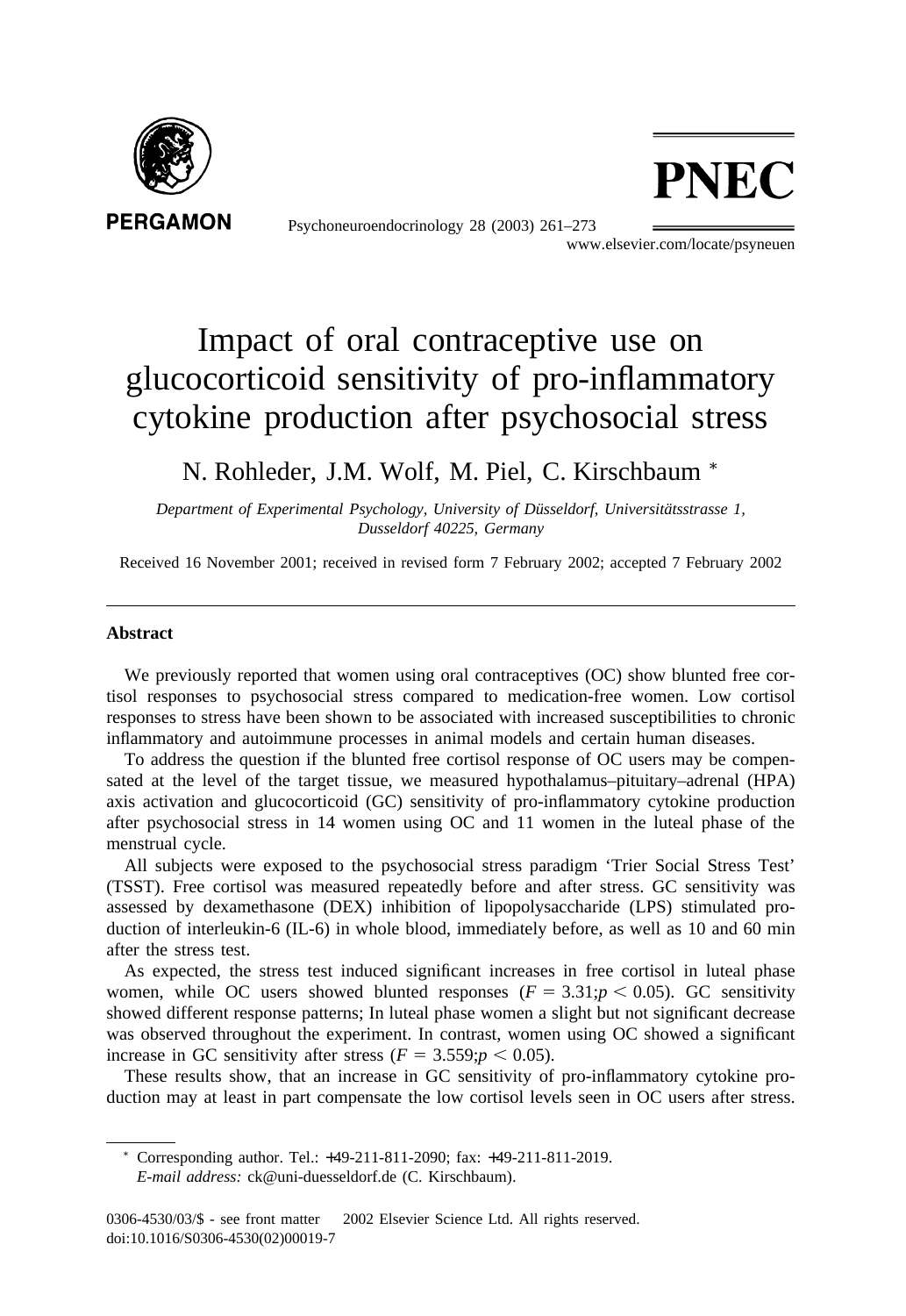# Impact of oral contraceptive use on glucocorticoid sensitivity of pro-inflammatory cytokine production after psychosocial stress

N. Rohleder, J.M. Wolf, M. Piel, C. Kirschbaum *

*Department of Experimental Psychology, University of Düsseldorf, Universitätsstrasse 1, Dusseldorf 40225, Germany*

Received 16 November 2001; received in revised form 7 February 2002; accepted 7 February 2002

## Abstract

We previously reported that women using oral contraceptives (OC) show blunted free cortisol responses to psychosocial stress compared to medication-free women. Low cortisol responses to stress have been shown to be associated with increased susceptibilities to chronic inflammatory and autoimmune processes in animal models and certain human diseases.

To address the question if the blunted free cortisol response of OC users may be compensated at the level of the target tissue, we measured hypothalamus–pituitary–adrenal (HPA) axis activation and glucocorticoid (GC) sensitivity of pro-inflammatory cytokine production after psychosocial stress in 14 women using OC and 11 women in the luteal phase of the menstrual cycle.

All subjects were exposed to the psychosocial stress paradigm 'Trier Social Stress Test' (TSST). Free cortisol was measured repeatedly before and after stress. GC sensitivity was assessed by dexamethasone (DEX) inhibition of lipopolysaccharide (LPS) stimulated production of interleukin-6 (IL-6) in whole blood, immediately before, as well as 10 and 60 min after the stress test.

As expected, the stress test induced significant increases in free cortisol in luteal phase women, while OC users showed blunted responses ($F = 3.31; p < 0.05$). GC sensitivity showed different response patterns; In luteal phase women a slight but not significant decrease was observed throughout the experiment. In contrast, women using OC showed a significant increase in GC sensitivity after stress ($F = 3.559; p < 0.05$).

These results show, that an increase in GC sensitivity of pro-inflammatory cytokine production may at least in part compensate the low cortisol levels seen in OC users after stress.

* Corresponding author. Tel.: +49-211-811-2090; fax: +49-211-811-2019.
*E-mail address:* ck@uni-duesseldorf.de (C. Kirschbaum).

0306-4530/03/$ - see front matter 2002 Elsevier Science Ltd. All rights reserved.
doi:10.1016/S0306-4530(02)00019-7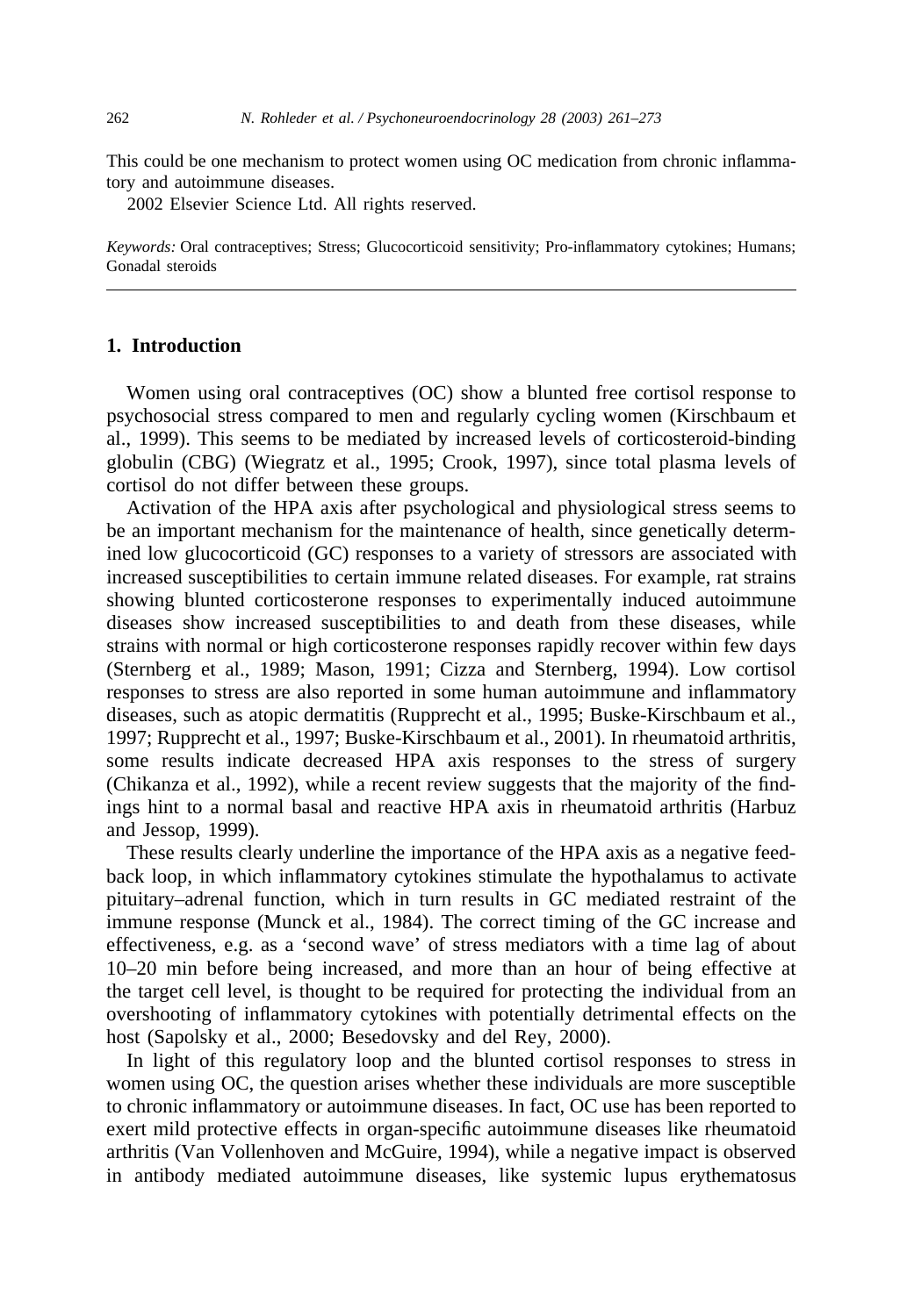This could be one mechanism to protect women using OC medication from chronic inflammatory and autoimmune diseases.

2002 Elsevier Science Ltd. All rights reserved.

*Keywords:* Oral contraceptives; Stress; Glucocorticoid sensitivity; Pro-inflammatory cytokines; Humans; Gonadal steroids

## 1. Introduction

Women using oral contraceptives (OC) show a blunted free cortisol response to psychosocial stress compared to men and regularly cycling women (Kirschbaum et al., 1999). This seems to be mediated by increased levels of corticosteroid-binding globulin (CBG) (Wiegratz et al., 1995; Crook, 1997), since total plasma levels of cortisol do not differ between these groups.

Activation of the HPA axis after psychological and physiological stress seems to be an important mechanism for the maintenance of health, since genetically determined low glucocorticoid (GC) responses to a variety of stressors are associated with increased susceptibilities to certain immune related diseases. For example, rat strains showing blunted corticosterone responses to experimentally induced autoimmune diseases show increased susceptibilities to and death from these diseases, while strains with normal or high corticosterone responses rapidly recover within few days (Sternberg et al., 1989; Mason, 1991; Cizza and Sternberg, 1994). Low cortisol responses to stress are also reported in some human autoimmune and inflammatory diseases, such as atopic dermatitis (Rupprecht et al., 1995; Buske-Kirschbaum et al., 1997; Rupprecht et al., 1997; Buske-Kirschbaum et al., 2001). In rheumatoid arthritis, some results indicate decreased HPA axis responses to the stress of surgery (Chikanza et al., 1992), while a recent review suggests that the majority of the findings hint to a normal basal and reactive HPA axis in rheumatoid arthritis (Harbuz and Jessop, 1999).

These results clearly underline the importance of the HPA axis as a negative feedback loop, in which inflammatory cytokines stimulate the hypothalamus to activate pituitary–adrenal function, which in turn results in GC mediated restraint of the immune response (Munck et al., 1984). The correct timing of the GC increase and effectiveness, e.g. as a 'second wave' of stress mediators with a time lag of about 10–20 min before being increased, and more than an hour of being effective at the target cell level, is thought to be required for protecting the individual from an overshooting of inflammatory cytokines with potentially detrimental effects on the host (Sapolsky et al., 2000; Besedovsky and del Rey, 2000).

In light of this regulatory loop and the blunted cortisol responses to stress in women using OC, the question arises whether these individuals are more susceptible to chronic inflammatory or autoimmune diseases. In fact, OC use has been reported to exert mild protective effects in organ-specific autoimmune diseases like rheumatoid arthritis (Van Vollenhoven and McGuire, 1994), while a negative impact is observed in antibody mediated autoimmune diseases, like systemic lupus erythematosus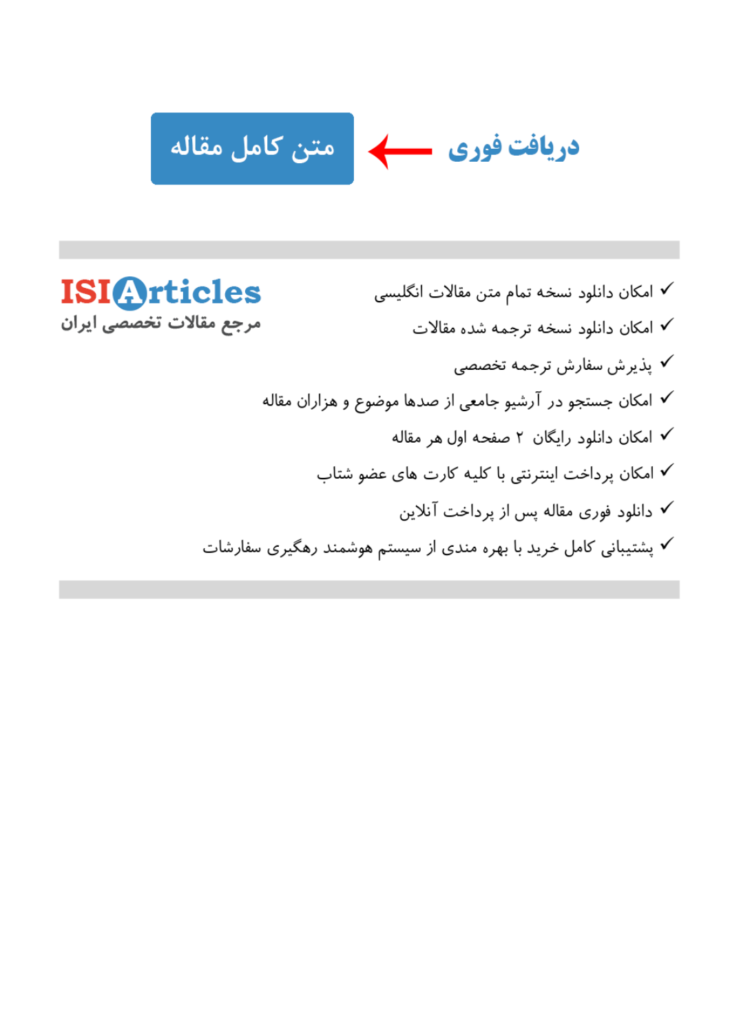**دریافت فوری** ← **متن کامل مقاله**

**ISIArticles**
مرجع مقالات تخصصی ایران

- ✓ امکان دانلود نسخه تمام متن مقالات انگلیسی
- ✓ امکان دانلود نسخه ترجمه شده مقالات
- ✓ پذیرش سفارش ترجمه تخصصی
- ✓ امکان جستجو در آرشیو جامعی از صدها موضوع و هزاران مقاله
- ✓ امکان دانلود رایگان ۲ صفحه اول هر مقاله
- ✓ امکان پرداخت اینترنتی با کلیه کارت های عضو شتاب
- ✓ دانلود فوری مقاله پس از پرداخت آنلاین
- ✓ پشتیبانی کامل خرید با بهره مندی از سیستم هوشمند رهگیری سفارشات